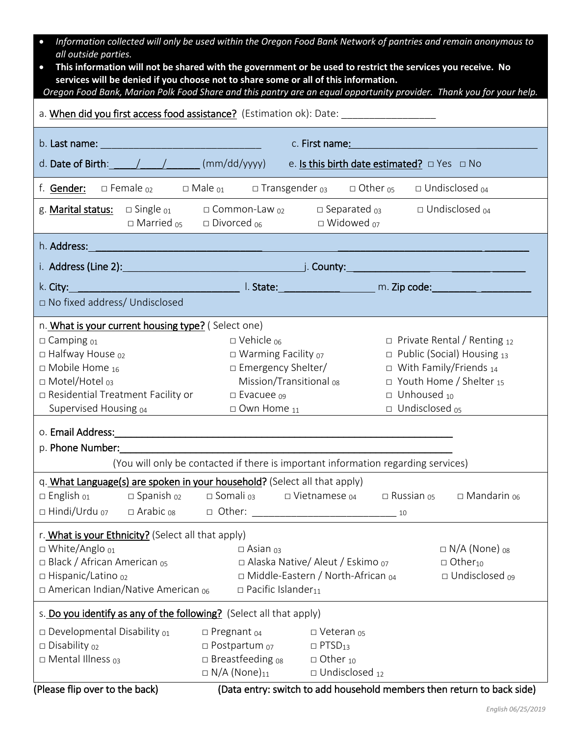- *Information collected will only be used within the Oregon Food Bank Network of pantries and remain anonymous to all outside parties.*
- **This information will not be shared with the government or be used to restrict the services you receive. No services will be denied if you choose not to share some or all of this information.**

*Oregon Food Bank, Marion Polk Food Share and this pantry are an equal opportunity provider. Thank you for your help.*

a. **When did you first access food assistance?** (Estimation ok): Date: _________________

b. **Last name:** ____________________________ c. **First name:** ________________________________

d. **Date of Birth**: ____/____/______ (mm/dd/yyyy) e. **Is this birth date estimated?** □ Yes □ No

f. **Gender:** □ Female 02 □ Male 01 □ Transgender 03 □ Other 05 □ Undisclosed 04

g. **Marital status:** □ Single 01 □ Common-Law 02 □ Separated 03 □ Undisclosed 04 □ Married 05 □ Divorced 06 □ Widowed 07

h. **Address:** ________________________________________________________________

i. **Address (Line 2):** ________________________________ j. **County:** ______________________

k. **City:** ______________________________ l. **State:** _________________ m. **Zip code:** __________________

□ No fixed address/ Undisclosed

n. **What is your current housing type?** ( Select one)

□ Camping 01
□ Halfway House 02
□ Mobile Home 16
□ Motel/Hotel 03
□ Residential Treatment Facility or Supervised Housing 04
□ Vehicle 06
□ Warming Facility 07
□ Emergency Shelter/ Mission/Transitional 08
□ Evacuee 09
□ Own Home 11
□ Private Rental / Renting 12
□ Public (Social) Housing 13
□ With Family/Friends 14
□ Youth Home / Shelter 15
□ Unhoused 10
□ Undisclosed 05

o. **Email Address:** ____________________________________________________________

p. **Phone Number:** ____________________________________________________________

(You will only be contacted if there is important information regarding services)

q. **What Language(s) are spoken in your household?** (Select all that apply)

□ English 01 □ Spanish 02 □ Somali 03 □ Vietnamese 04 □ Russian 05 □ Mandarin 06
□ Hindi/Urdu 07 □ Arabic 08 □ Other: __________________________ 10

r. **What is your Ethnicity?** (Select all that apply)

□ White/Anglo 01
□ Black / African American 05
□ Hispanic/Latino 02
□ American Indian/Native American 06
□ Asian 03
□ Alaska Native/ Aleut / Eskimo 07
□ Middle-Eastern / North-African 04
□ Pacific Islander 11
□ N/A (None) 08
□ Other 10
□ Undisclosed 09

s. **Do you identify as any of the following?** (Select all that apply)

□ Developmental Disability 01
□ Disability 02
□ Mental Illness 03
□ Pregnant 04
□ Postpartum 07
□ Breastfeeding 08
□ N/A (None) 11
□ Veteran 05
□ PTSD 13
□ Other 10
□ Undisclosed 12

**(Please flip over to the back)** **(Data entry: switch to add household members then return to back side)**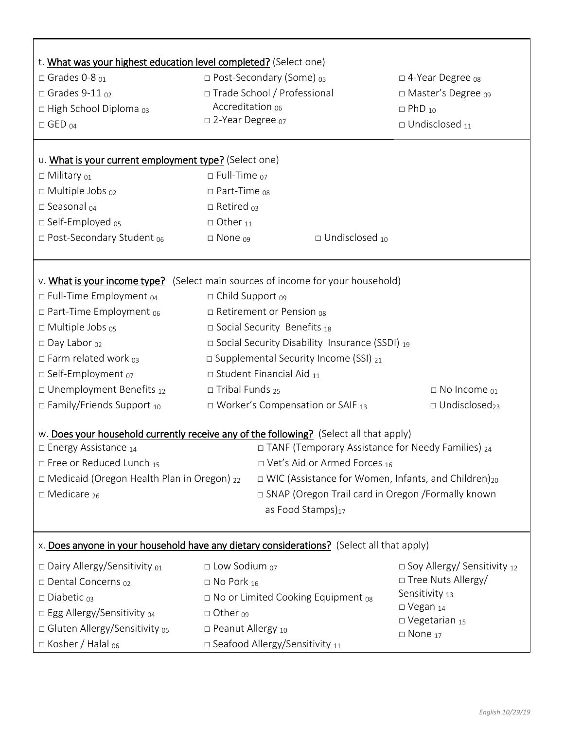t. **What was your highest education level completed?** (Select one)

- □ Grades 0-8 $_{01}$
- □ Grades 9-11 $_{02}$
- □ High School Diploma $_{03}$
- □ GED $_{04}$
- □ Post-Secondary (Some) $_{05}$
- □ Trade School / Professional Accreditation $_{06}$
- □ 2-Year Degree $_{07}$
- □ 4-Year Degree $_{08}$
- □ Master's Degree $_{09}$
- □ PhD $_{10}$
- □ Undisclosed $_{11}$

u. **What is your current employment type?** (Select one)

- □ Military $_{01}$
- □ Multiple Jobs $_{02}$
- □ Seasonal $_{04}$
- □ Self-Employed $_{05}$
- □ Post-Secondary Student $_{06}$
- □ Full-Time $_{07}$
- □ Part-Time $_{08}$
- □ Retired $_{03}$
- □ Other $_{11}$
- □ None $_{09}$
- □ Undisclosed $_{10}$

v. **What is your income type?** (Select main sources of income for your household)

- □ Full-Time Employment $_{04}$
- □ Part-Time Employment $_{06}$
- □ Multiple Jobs $_{05}$
- □ Day Labor $_{02}$
- □ Farm related work $_{03}$
- □ Self-Employment $_{07}$
- □ Unemployment Benefits $_{12}$
- □ Family/Friends Support $_{10}$
- □ Child Support $_{09}$
- □ Retirement or Pension $_{08}$
- □ Social Security Benefits $_{18}$
- □ Social Security Disability Insurance (SSDI) $_{19}$
- □ Supplemental Security Income (SSI) $_{21}$
- □ Student Financial Aid $_{11}$
- □ Tribal Funds $_{25}$
- □ Worker's Compensation or SAIF $_{13}$
- □ No Income $_{01}$
- □ Undisclosed $_{23}$

w. **Does your household currently receive any of the following?** (Select all that apply)

- □ Energy Assistance $_{14}$
- □ Free or Reduced Lunch $_{15}$
- □ Medicaid (Oregon Health Plan in Oregon) $_{22}$
- □ Medicare $_{26}$
- □ TANF (Temporary Assistance for Needy Families) $_{24}$
- □ Vet's Aid or Armed Forces $_{16}$
- □ WIC (Assistance for Women, Infants, and Children) $_{20}$
- □ SNAP (Oregon Trail card in Oregon /Formally known as Food Stamps) $_{17}$

x. **Does anyone in your household have any dietary considerations?** (Select all that apply)

- □ Dairy Allergy/Sensitivity $_{01}$
- □ Dental Concerns $_{02}$
- □ Diabetic $_{03}$
- □ Egg Allergy/Sensitivity $_{04}$
- □ Gluten Allergy/Sensitivity $_{05}$
- □ Kosher / Halal $_{06}$
- □ Low Sodium $_{07}$
- □ No Pork $_{16}$
- □ No or Limited Cooking Equipment $_{08}$
- □ Other $_{09}$
- □ Peanut Allergy $_{10}$
- □ Seafood Allergy/Sensitivity $_{11}$
- □ Soy Allergy/ Sensitivity $_{12}$
- □ Tree Nuts Allergy/ Sensitivity $_{13}$
- □ Vegan $_{14}$
- □ Vegetarian $_{15}$
- □ None $_{17}$

*English 10/29/19*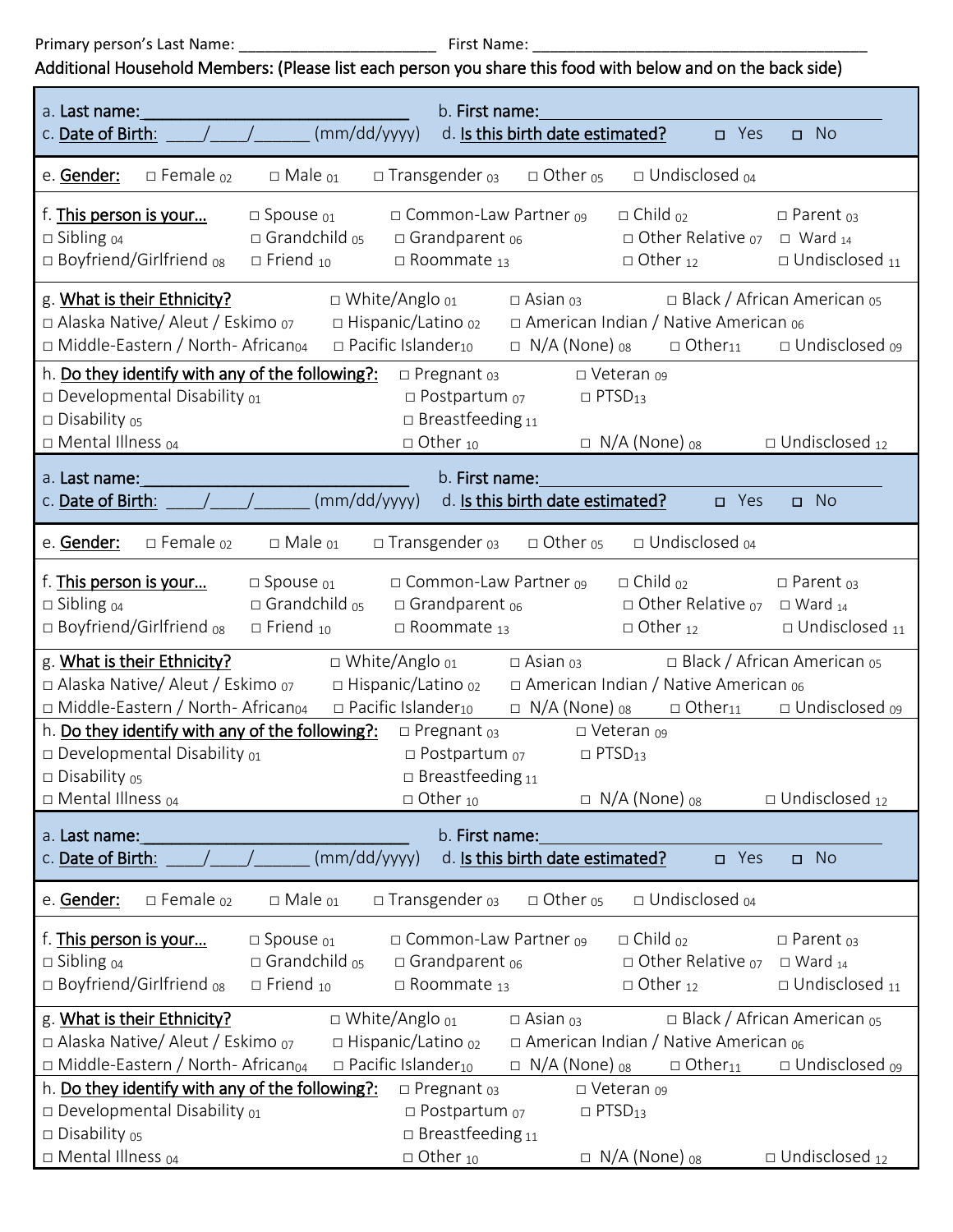Primary person's Last Name: _______________________ First Name: _______________________________________

Additional Household Members: (Please list each person you share this food with below and on the back side)

a. **Last name:**_____________________________ b. **First name:**_____________________________________
c. **Date of Birth**: ____/____/______ (mm/dd/yyyy) d. **Is this birth date estimated?** ☐ Yes ☐ No

e. **Gender:** ☐ Female 02 ☐ Male 01 ☐ Transgender 03 ☐ Other 05 ☐ Undisclosed 04

f. **This person is your…** ☐ Spouse 01 ☐ Common-Law Partner 09 ☐ Child 02 ☐ Parent 03
☐ Sibling 04 ☐ Grandchild 05 ☐ Grandparent 06 ☐ Other Relative 07 ☐ Ward 14
☐ Boyfriend/Girlfriend 08 ☐ Friend 10 ☐ Roommate 13 ☐ Other 12 ☐ Undisclosed 11

g. **What is their Ethnicity?** ☐ White/Anglo 01 ☐ Asian 03 ☐ Black / African American 05
☐ Alaska Native/ Aleut / Eskimo 07 ☐ Hispanic/Latino 02 ☐ American Indian / Native American 06
☐ Middle-Eastern / North- African04 ☐ Pacific Islander10 ☐ N/A (None) 08 ☐ Other11 ☐ Undisclosed 09

h. **Do they identify with any of the following?:** ☐ Pregnant 03 ☐ Veteran 09
☐ Developmental Disability 01 ☐ Postpartum 07 ☐ PTSD13
☐ Disability 05 ☐ Breastfeeding 11
☐ Mental Illness 04 ☐ Other 10 ☐ N/A (None) 08 ☐ Undisclosed 12

a. **Last name:**_____________________________ b. **First name:**_____________________________________
c. **Date of Birth**: ____/____/______ (mm/dd/yyyy) d. **Is this birth date estimated?** ☐ Yes ☐ No

e. **Gender:** ☐ Female 02 ☐ Male 01 ☐ Transgender 03 ☐ Other 05 ☐ Undisclosed 04

f. **This person is your…** ☐ Spouse 01 ☐ Common-Law Partner 09 ☐ Child 02 ☐ Parent 03
☐ Sibling 04 ☐ Grandchild 05 ☐ Grandparent 06 ☐ Other Relative 07 ☐ Ward 14
☐ Boyfriend/Girlfriend 08 ☐ Friend 10 ☐ Roommate 13 ☐ Other 12 ☐ Undisclosed 11

g. **What is their Ethnicity?** ☐ White/Anglo 01 ☐ Asian 03 ☐ Black / African American 05
☐ Alaska Native/ Aleut / Eskimo 07 ☐ Hispanic/Latino 02 ☐ American Indian / Native American 06
☐ Middle-Eastern / North- African04 ☐ Pacific Islander10 ☐ N/A (None) 08 ☐ Other11 ☐ Undisclosed 09

h. **Do they identify with any of the following?:** ☐ Pregnant 03 ☐ Veteran 09
☐ Developmental Disability 01 ☐ Postpartum 07 ☐ PTSD13
☐ Disability 05 ☐ Breastfeeding 11
☐ Mental Illness 04 ☐ Other 10 ☐ N/A (None) 08 ☐ Undisclosed 12

a. **Last name:**_____________________________ b. **First name:**_____________________________________
c. **Date of Birth**: ____/____/______ (mm/dd/yyyy) d. **Is this birth date estimated?** ☐ Yes ☐ No

e. **Gender:** ☐ Female 02 ☐ Male 01 ☐ Transgender 03 ☐ Other 05 ☐ Undisclosed 04

f. **This person is your…** ☐ Spouse 01 ☐ Common-Law Partner 09 ☐ Child 02 ☐ Parent 03
☐ Sibling 04 ☐ Grandchild 05 ☐ Grandparent 06 ☐ Other Relative 07 ☐ Ward 14
☐ Boyfriend/Girlfriend 08 ☐ Friend 10 ☐ Roommate 13 ☐ Other 12 ☐ Undisclosed 11

g. **What is their Ethnicity?** ☐ White/Anglo 01 ☐ Asian 03 ☐ Black / African American 05
☐ Alaska Native/ Aleut / Eskimo 07 ☐ Hispanic/Latino 02 ☐ American Indian / Native American 06
☐ Middle-Eastern / North- African04 ☐ Pacific Islander10 ☐ N/A (None) 08 ☐ Other11 ☐ Undisclosed 09

h. **Do they identify with any of the following?:** ☐ Pregnant 03 ☐ Veteran 09
☐ Developmental Disability 01 ☐ Postpartum 07 ☐ PTSD13
☐ Disability 05 ☐ Breastfeeding 11
☐ Mental Illness 04 ☐ Other 10 ☐ N/A (None) 08 ☐ Undisclosed 12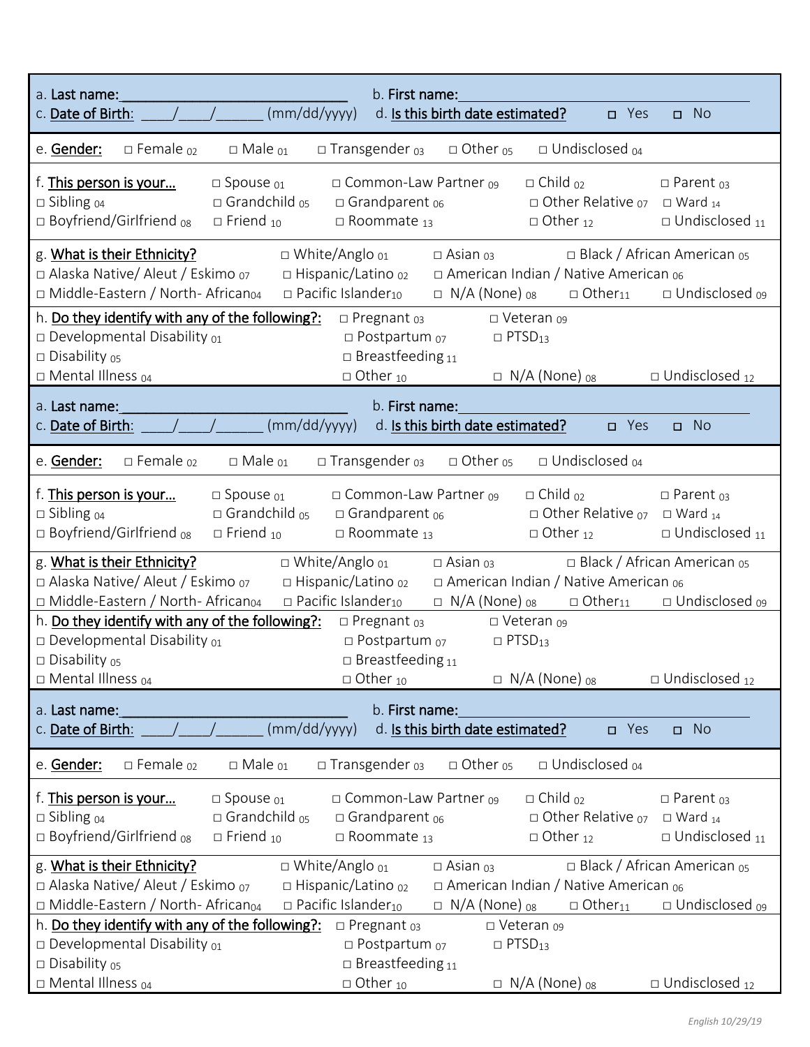a. **Last name:**______________________________ b. **First name:**______________________________
c. **Date of Birth**: ____/____/______ (mm/dd/yyyy) d. **Is this birth date estimated?** ▫ Yes ▫ No

e. **Gender:** □ Female 02 □ Male 01 □ Transgender 03 □ Other 05 □ Undisclosed 04

f. **This person is your…** □ Spouse 01 □ Common-Law Partner 09 □ Child 02 □ Parent 03
□ Sibling 04 □ Grandchild 05 □ Grandparent 06 □ Other Relative 07 □ Ward 14
□ Boyfriend/Girlfriend 08 □ Friend 10 □ Roommate 13 □ Other 12 □ Undisclosed 11

g. **What is their Ethnicity?** □ White/Anglo 01 □ Asian 03 □ Black / African American 05
□ Alaska Native/ Aleut / Eskimo 07 □ Hispanic/Latino 02 □ American Indian / Native American 06
□ Middle-Eastern / North- African 04 □ Pacific Islander 10 □ N/A (None) 08 □ Other 11 □ Undisclosed 09

h. **Do they identify with any of the following?:** □ Pregnant 03 □ Veteran 09
□ Developmental Disability 01 □ Postpartum 07 □ PTSD 13
□ Disability 05 □ Breastfeeding 11
□ Mental Illness 04 □ Other 10 □ N/A (None) 08 □ Undisclosed 12

a. **Last name:**______________________________ b. **First name:**______________________________
c. **Date of Birth**: ____/____/______ (mm/dd/yyyy) d. **Is this birth date estimated?** ▫ Yes ▫ No

e. **Gender:** □ Female 02 □ Male 01 □ Transgender 03 □ Other 05 □ Undisclosed 04

f. **This person is your…** □ Spouse 01 □ Common-Law Partner 09 □ Child 02 □ Parent 03
□ Sibling 04 □ Grandchild 05 □ Grandparent 06 □ Other Relative 07 □ Ward 14
□ Boyfriend/Girlfriend 08 □ Friend 10 □ Roommate 13 □ Other 12 □ Undisclosed 11

g. **What is their Ethnicity?** □ White/Anglo 01 □ Asian 03 □ Black / African American 05
□ Alaska Native/ Aleut / Eskimo 07 □ Hispanic/Latino 02 □ American Indian / Native American 06
□ Middle-Eastern / North- African 04 □ Pacific Islander 10 □ N/A (None) 08 □ Other 11 □ Undisclosed 09

h. **Do they identify with any of the following?:** □ Pregnant 03 □ Veteran 09
□ Developmental Disability 01 □ Postpartum 07 □ PTSD 13
□ Disability 05 □ Breastfeeding 11
□ Mental Illness 04 □ Other 10 □ N/A (None) 08 □ Undisclosed 12

a. **Last name:**______________________________ b. **First name:**______________________________
c. **Date of Birth**: ____/____/______ (mm/dd/yyyy) d. **Is this birth date estimated?** ▫ Yes ▫ No

e. **Gender:** □ Female 02 □ Male 01 □ Transgender 03 □ Other 05 □ Undisclosed 04

f. **This person is your…** □ Spouse 01 □ Common-Law Partner 09 □ Child 02 □ Parent 03
□ Sibling 04 □ Grandchild 05 □ Grandparent 06 □ Other Relative 07 □ Ward 14
□ Boyfriend/Girlfriend 08 □ Friend 10 □ Roommate 13 □ Other 12 □ Undisclosed 11

g. **What is their Ethnicity?** □ White/Anglo 01 □ Asian 03 □ Black / African American 05
□ Alaska Native/ Aleut / Eskimo 07 □ Hispanic/Latino 02 □ American Indian / Native American 06
□ Middle-Eastern / North- African 04 □ Pacific Islander 10 □ N/A (None) 08 □ Other 11 □ Undisclosed 09

h. **Do they identify with any of the following?:** □ Pregnant 03 □ Veteran 09
□ Developmental Disability 01 □ Postpartum 07 □ PTSD 13
□ Disability 05 □ Breastfeeding 11
□ Mental Illness 04 □ Other 10 □ N/A (None) 08 □ Undisclosed 12

*English 10/29/19*